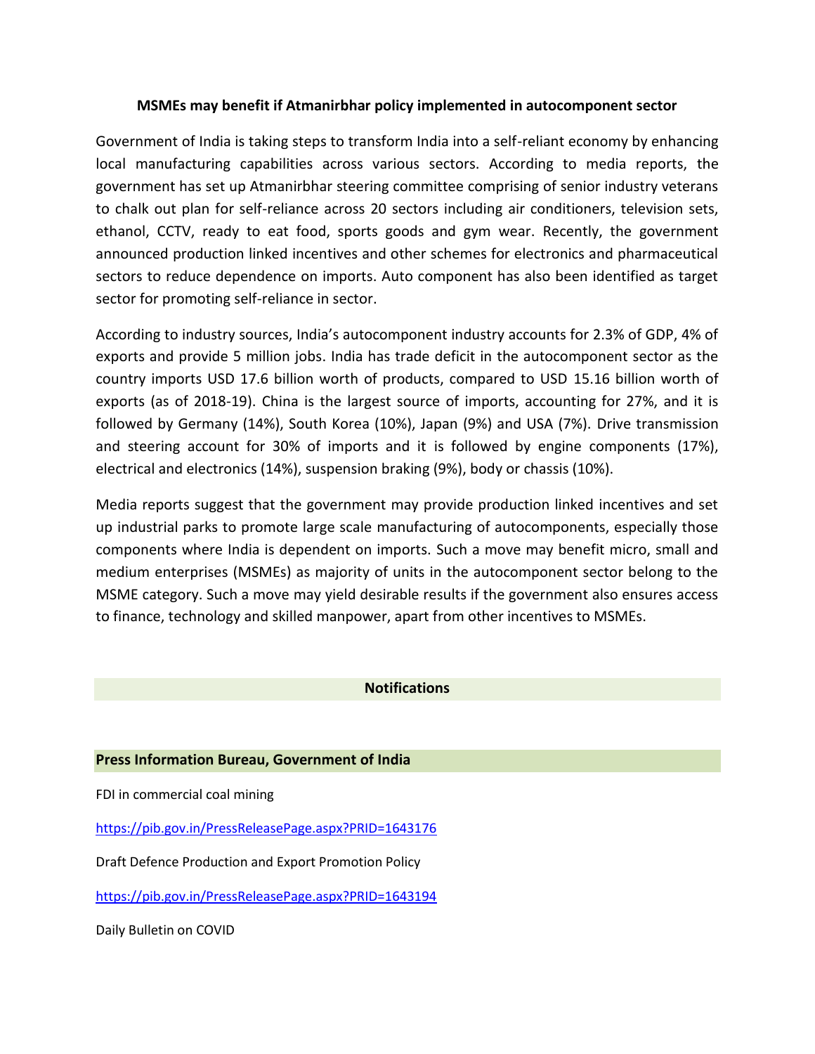## MSMEs may benefit if Atmanirbhar policy implemented in autocomponent sector

Government of India is taking steps to transform India into a self-reliant economy by enhancing local manufacturing capabilities across various sectors. According to media reports, the government has set up Atmanirbhar steering committee comprising of senior industry veterans to chalk out plan for self-reliance across 20 sectors including air conditioners, television sets, ethanol, CCTV, ready to eat food, sports goods and gym wear. Recently, the government announced production linked incentives and other schemes for electronics and pharmaceutical sectors to reduce dependence on imports. Auto component has also been identified as target sector for promoting self-reliance in sector.

According to industry sources, India's autocomponent industry accounts for 2.3% of GDP, 4% of exports and provide 5 million jobs. India has trade deficit in the autocomponent sector as the country imports USD 17.6 billion worth of products, compared to USD 15.16 billion worth of exports (as of 2018-19). China is the largest source of imports, accounting for 27%, and it is followed by Germany (14%), South Korea (10%), Japan (9%) and USA (7%). Drive transmission and steering account for 30% of imports and it is followed by engine components (17%), electrical and electronics (14%), suspension braking (9%), body or chassis (10%).

Media reports suggest that the government may provide production linked incentives and set up industrial parks to promote large scale manufacturing of autocomponents, especially those components where India is dependent on imports. Such a move may benefit micro, small and medium enterprises (MSMEs) as majority of units in the autocomponent sector belong to the MSME category. Such a move may yield desirable results if the government also ensures access to finance, technology and skilled manpower, apart from other incentives to MSMEs.

## Notifications

### Press Information Bureau, Government of India

FDI in commercial coal mining

https://pib.gov.in/PressReleasePage.aspx?PRID=1643176

Draft Defence Production and Export Promotion Policy

https://pib.gov.in/PressReleasePage.aspx?PRID=1643194

Daily Bulletin on COVID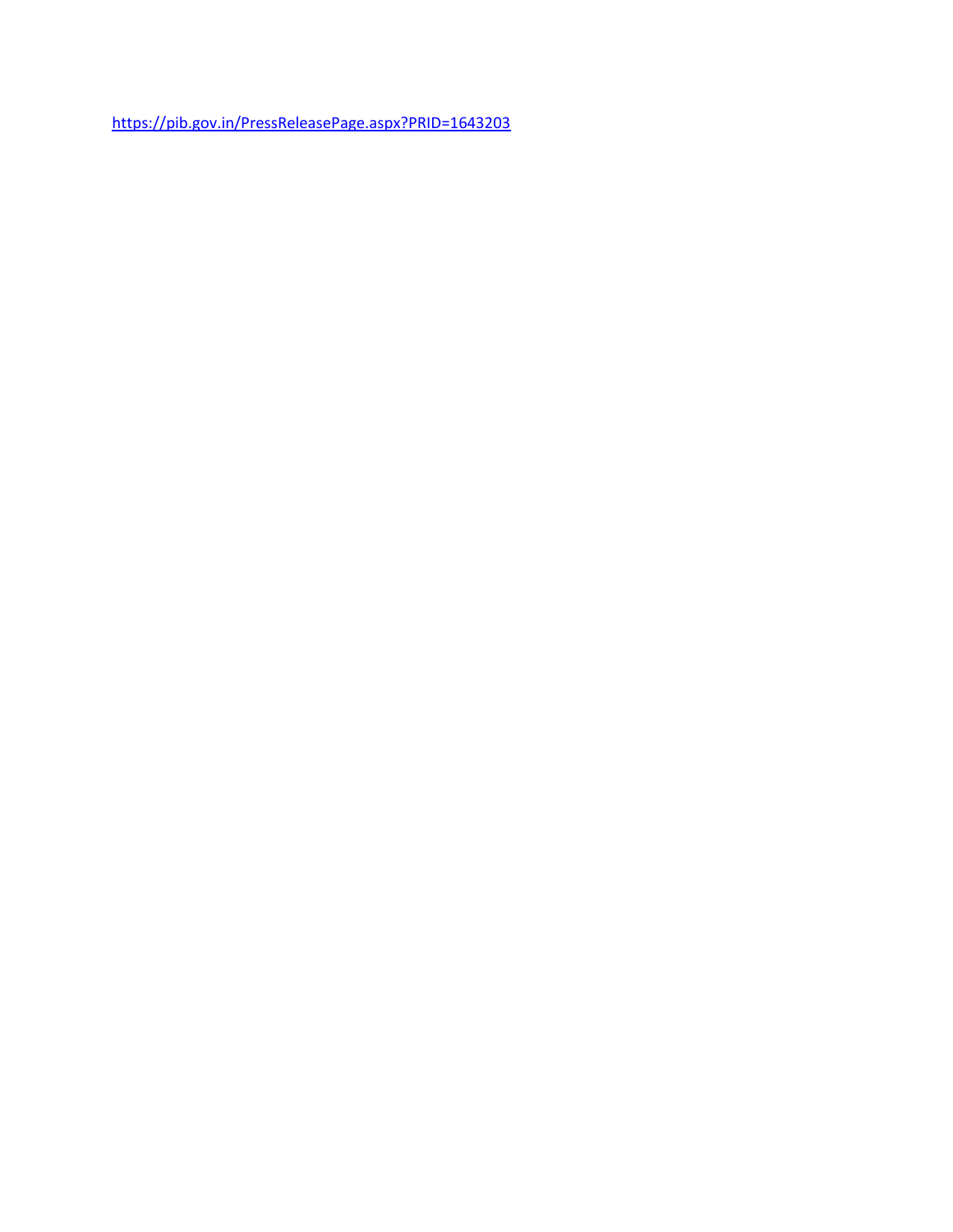https://pib.gov.in/PressReleasePage.aspx?PRID=1643203